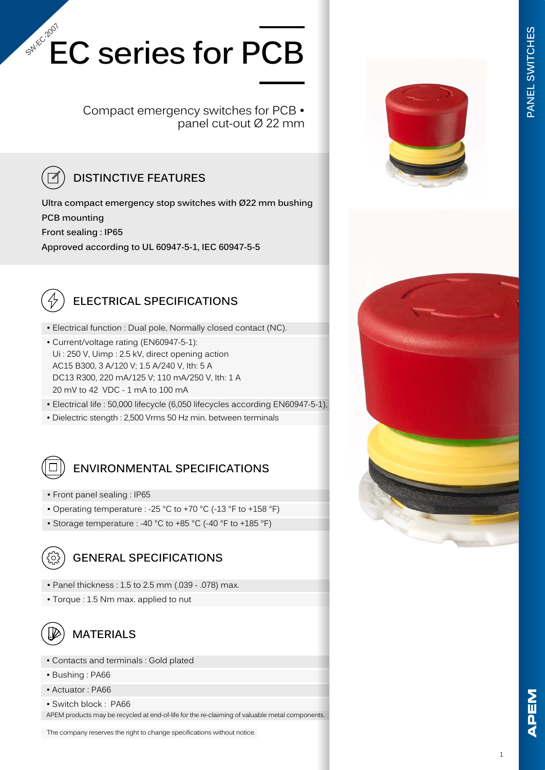SW-EC-2007

# EC series for PCB

Compact emergency switches for PCB • panel cut-out Ø 22 mm

PANEL SWITCHES

## DISTINCTIVE FEATURES

**Ultra compact emergency stop switches with Ø22 mm bushing**

**PCB mounting**

**Front sealing : IP65**

**Approved according to UL 60947-5-1, IEC 60947-5-5**

## ELECTRICAL SPECIFICATIONS

- Electrical function : Dual pole, Normally closed contact (NC).
- Current/voltage rating (EN60947-5-1):
  Ui : 250 V, Uimp : 2.5 kV, direct opening action
  AC15 B300, 3 A/120 V; 1.5 A/240 V, Ith: 5 A
  DC13 R300, 220 mA/125 V; 110 mA/250 V, Ith: 1 A
  20 mV to 42 VDC - 1 mA to 100 mA
- Electrical life : 50,000 lifecycle (6,050 lifecycles according EN60947-5-1),
- Dielectric stength : 2,500 Vrms 50 Hz min. between terminals

## ENVIRONMENTAL SPECIFICATIONS

- Front panel sealing : IP65
- Operating temperature : -25 °C to +70 °C (-13 °F to +158 °F)
- Storage temperature : -40 °C to +85 °C (-40 °F to +185 °F)

## GENERAL SPECIFICATIONS

- Panel thickness : 1.5 to 2.5 mm (.039 - .078) max.
- Torque : 1.5 Nm max. applied to nut

## MATERIALS

- Contacts and terminals : Gold plated
- Bushing : PA66
- Actuator : PA66
- Switch block : PA66

APEM products may be recycled at end-of-life for the re-claiming of valuable metal components.

The company reserves the right to change specifications without notice.

APEM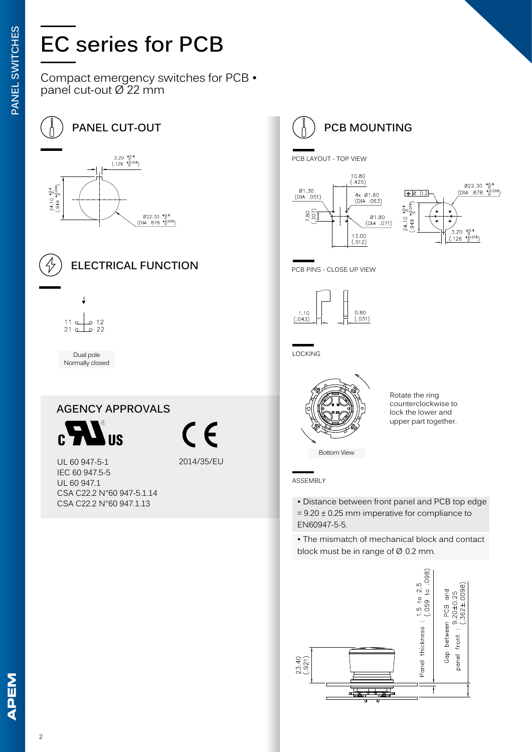# EC series for PCB

Compact emergency switches for PCB • panel cut-out Ø 22 mm

## PANEL CUT-OUT

3.20 $^{+0.4}_{0}$ (.126 $^{+0.016}_{0}$)

24.10 $^{+0.4}_{0}$ (.949 $^{+0.016}_{0}$)

Ø22.30 $^{+0.4}_{0}$ (DIA .878 $^{+0.016}_{0}$)

## ELECTRICAL FUNCTION

11 — 12
21 — 22

Dual pole
Normally closed

## AGENCY APPROVALS

UL 60 947-5-1
IEC 60 947.5-5
UL 60 947.1
CSA C22.2 N°60 947-5.1.14
CSA C22.2 N°60 947.1.13

2014/35/EU

## PCB MOUNTING

PCB LAYOUT - TOP VIEW

10.80 (.425)
Ø1.30 (DIA .051)
4x Ø1.60 (DIA .063)
7.80 (.307)
Ø1.80 (DIA .071)
13.00 (.512)

Ø 0.2
Ø22.30 $^{+0.4}_{0}$ (DIA .878 $^{+0.016}_{0}$)
24.10 $^{+0.4}_{0}$ (.949 $^{+0.016}_{0}$)
3.20 $^{+0.4}_{0}$ (.126 $^{+0.016}_{0}$)

PCB PINS - CLOSE UP VIEW

1.10 (.043)
0.80 (.031)

LOCKING

Rotate the ring counterclockwise to lock the lower and upper part together.

Bottom View

ASSEMBLY

- Distance between front panel and PCB top edge = 9.20 ± 0.25 mm imperative for compliance to EN60947-5-5.
- The mismatch of mechanical block and contact block must be in range of Ø 0.2 mm.

23.40 (.921)

Panel thickness : 1.5 to 2.5 (.059 to .098)

Gap between PCB and panel front : 9.20±0.25 (.362±.0098)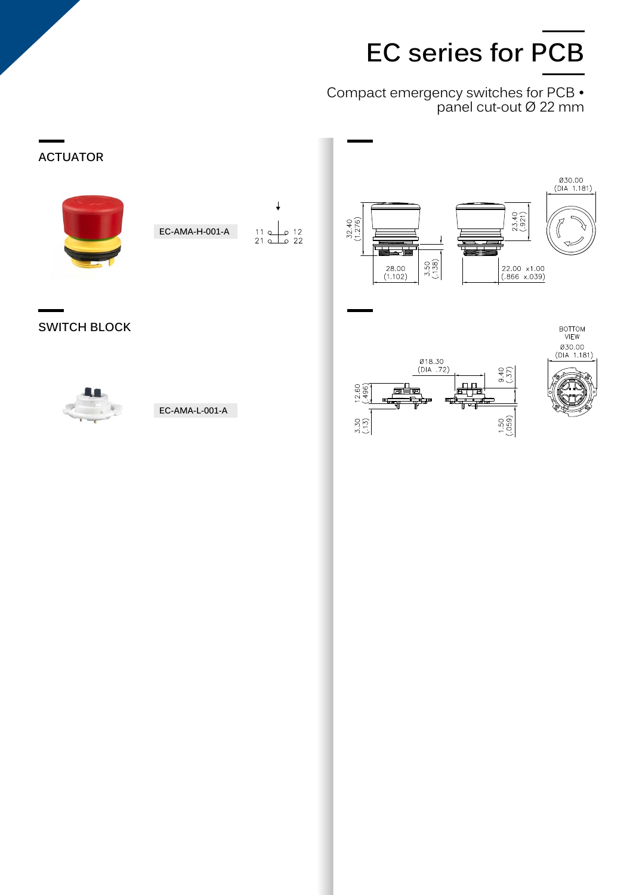# EC series for PCB

Compact emergency switches for PCB • panel cut-out Ø 22 mm

## ACTUATOR

EC-AMA-H-001-A

11 12
21 22

32.40 (1.276)
28.00 (1.102)
3.50 (.138)
23.40 (.921)
22.00 x1.00 (.866 x.039)
Ø30.00 (DIA 1.181)

## SWITCH BLOCK

EC-AMA-L-001-A

Ø18.30 (DIA .72)
12.60 (.496)
3.30 (.13)
9.40 (.37)
1.50 (.059)
BOTTOM VIEW
Ø30.00 (DIA 1.181)